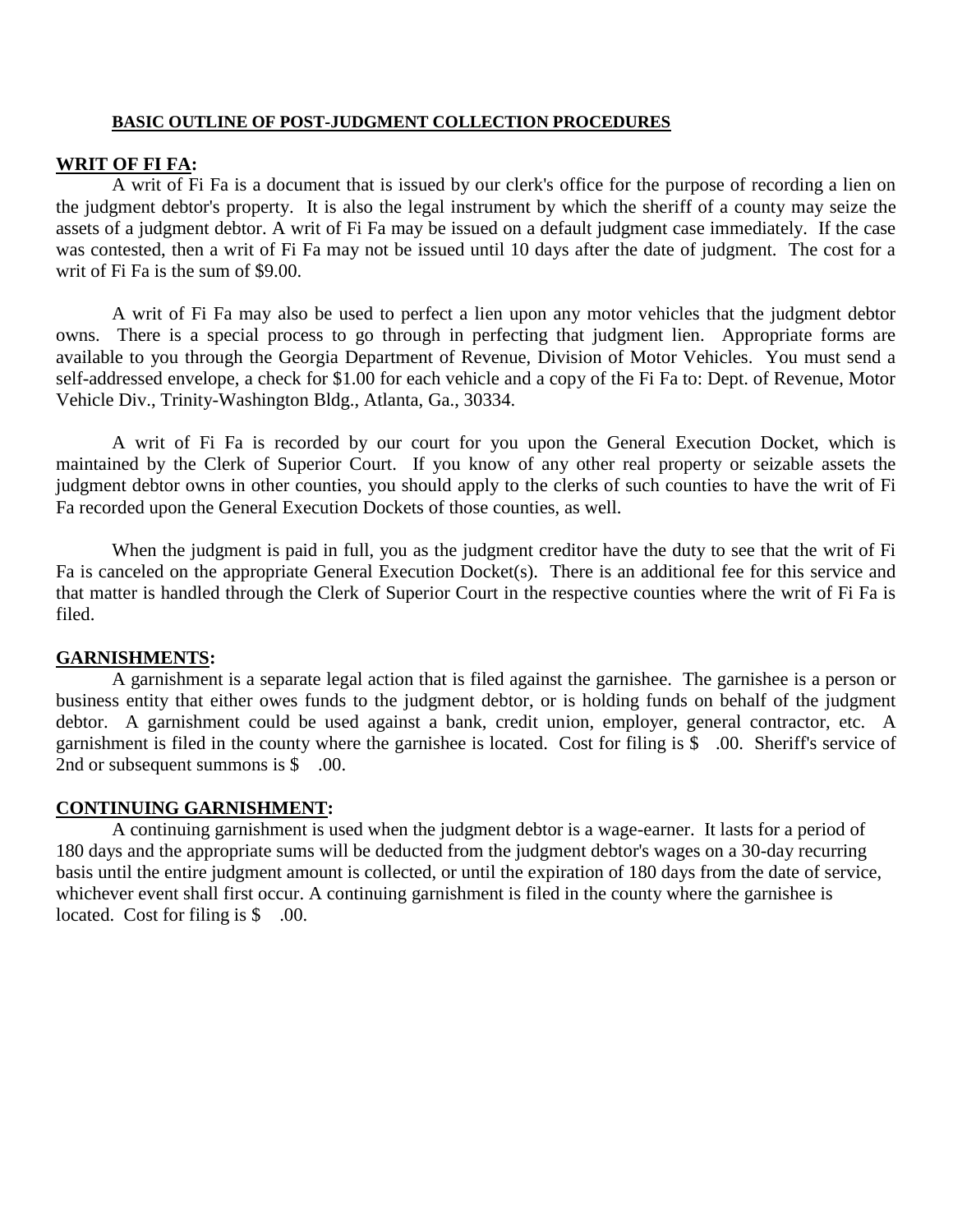## BASIC OUTLINE OF POST-JUDGMENT COLLECTION PROCEDURES

### WRIT OF FI FA:

A writ of Fi Fa is a document that is issued by our clerk's office for the purpose of recording a lien on the judgment debtor's property. It is also the legal instrument by which the sheriff of a county may seize the assets of a judgment debtor. A writ of Fi Fa may be issued on a default judgment case immediately. If the case was contested, then a writ of Fi Fa may not be issued until 10 days after the date of judgment. The cost for a writ of Fi Fa is the sum of $9.00.

A writ of Fi Fa may also be used to perfect a lien upon any motor vehicles that the judgment debtor owns. There is a special process to go through in perfecting that judgment lien. Appropriate forms are available to you through the Georgia Department of Revenue, Division of Motor Vehicles. You must send a self-addressed envelope, a check for $1.00 for each vehicle and a copy of the Fi Fa to: Dept. of Revenue, Motor Vehicle Div., Trinity-Washington Bldg., Atlanta, Ga., 30334.

A writ of Fi Fa is recorded by our court for you upon the General Execution Docket, which is maintained by the Clerk of Superior Court. If you know of any other real property or seizable assets the judgment debtor owns in other counties, you should apply to the clerks of such counties to have the writ of Fi Fa recorded upon the General Execution Dockets of those counties, as well.

When the judgment is paid in full, you as the judgment creditor have the duty to see that the writ of Fi Fa is canceled on the appropriate General Execution Docket(s). There is an additional fee for this service and that matter is handled through the Clerk of Superior Court in the respective counties where the writ of Fi Fa is filed.

### GARNISHMENTS:

A garnishment is a separate legal action that is filed against the garnishee. The garnishee is a person or business entity that either owes funds to the judgment debtor, or is holding funds on behalf of the judgment debtor. A garnishment could be used against a bank, credit union, employer, general contractor, etc. A garnishment is filed in the county where the garnishee is located. Cost for filing is $ .00. Sheriff's service of 2nd or subsequent summons is $ .00.

### CONTINUING GARNISHMENT:

A continuing garnishment is used when the judgment debtor is a wage-earner. It lasts for a period of 180 days and the appropriate sums will be deducted from the judgment debtor's wages on a 30-day recurring basis until the entire judgment amount is collected, or until the expiration of 180 days from the date of service, whichever event shall first occur. A continuing garnishment is filed in the county where the garnishee is located. Cost for filing is $ .00.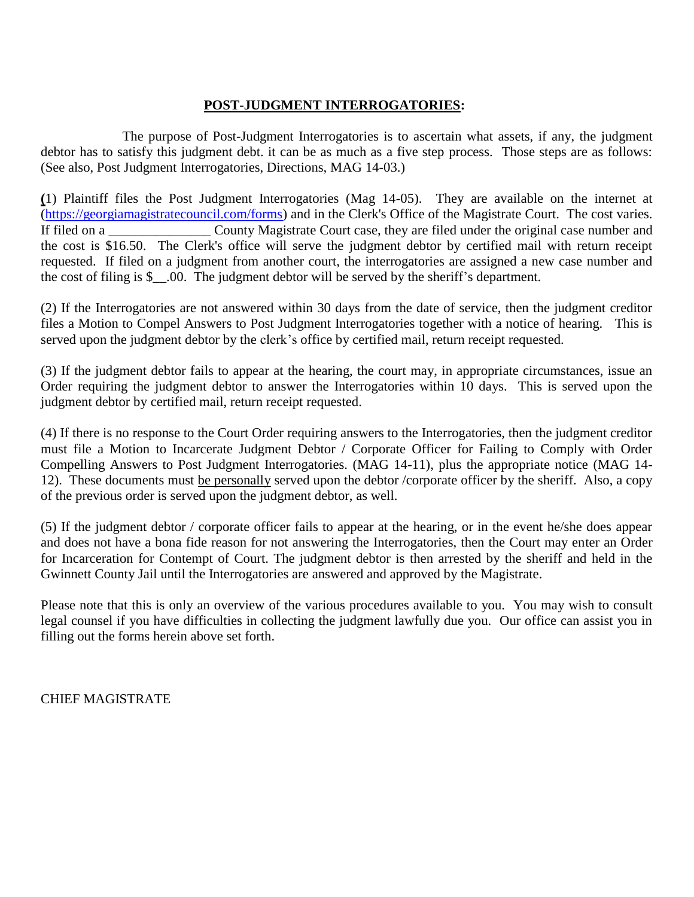## **POST-JUDGMENT INTERROGATORIES:**

The purpose of Post-Judgment Interrogatories is to ascertain what assets, if any, the judgment debtor has to satisfy this judgment debt. it can be as much as a five step process. Those steps are as follows: (See also, Post Judgment Interrogatories, Directions, MAG 14-03.)

**(**1) Plaintiff files the Post Judgment Interrogatories (Mag 14-05). They are available on the internet at (https://georgiamagistratecouncil.com/forms) and in the Clerk's Office of the Magistrate Court. The cost varies. If filed on a _______________ County Magistrate Court case, they are filed under the original case number and the cost is $16.50. The Clerk's office will serve the judgment debtor by certified mail with return receipt requested. If filed on a judgment from another court, the interrogatories are assigned a new case number and the cost of filing is $__.00. The judgment debtor will be served by the sheriff's department.

(2) If the Interrogatories are not answered within 30 days from the date of service, then the judgment creditor files a Motion to Compel Answers to Post Judgment Interrogatories together with a notice of hearing. This is served upon the judgment debtor by the clerk's office by certified mail, return receipt requested.

(3) If the judgment debtor fails to appear at the hearing, the court may, in appropriate circumstances, issue an Order requiring the judgment debtor to answer the Interrogatories within 10 days. This is served upon the judgment debtor by certified mail, return receipt requested.

(4) If there is no response to the Court Order requiring answers to the Interrogatories, then the judgment creditor must file a Motion to Incarcerate Judgment Debtor / Corporate Officer for Failing to Comply with Order Compelling Answers to Post Judgment Interrogatories. (MAG 14-11), plus the appropriate notice (MAG 14-12). These documents must be personally served upon the debtor /corporate officer by the sheriff. Also, a copy of the previous order is served upon the judgment debtor, as well.

(5) If the judgment debtor / corporate officer fails to appear at the hearing, or in the event he/she does appear and does not have a bona fide reason for not answering the Interrogatories, then the Court may enter an Order for Incarceration for Contempt of Court. The judgment debtor is then arrested by the sheriff and held in the Gwinnett County Jail until the Interrogatories are answered and approved by the Magistrate.

Please note that this is only an overview of the various procedures available to you. You may wish to consult legal counsel if you have difficulties in collecting the judgment lawfully due you. Our office can assist you in filling out the forms herein above set forth.

CHIEF MAGISTRATE